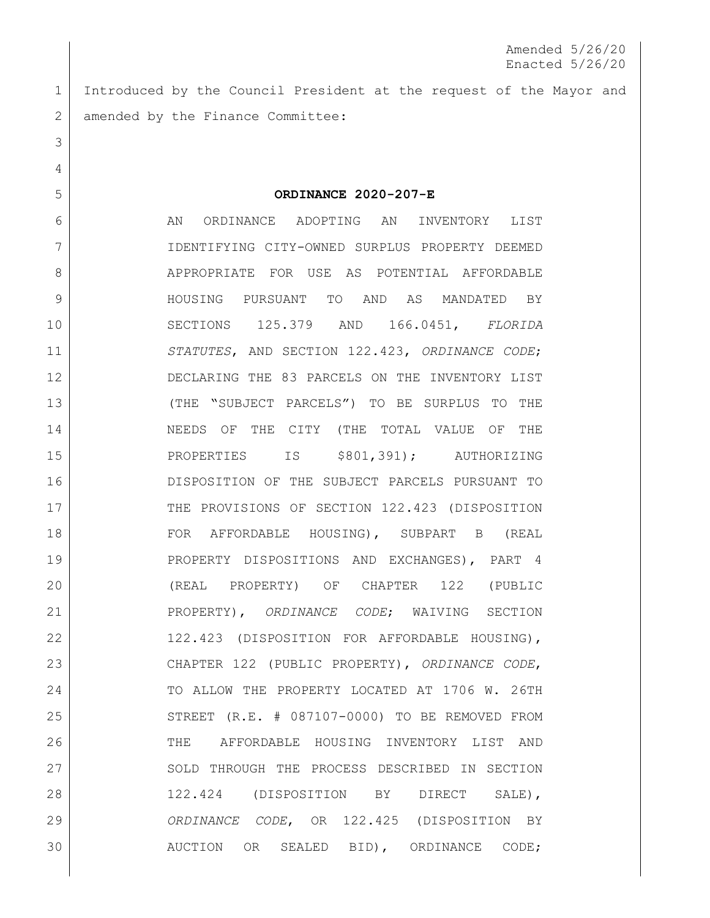Amended 5/26/20
Enacted 5/26/20

Introduced by the Council President at the request of the Mayor and amended by the Finance Committee:

**ORDINANCE 2020-207-E**

AN ORDINANCE ADOPTING AN INVENTORY LIST IDENTIFYING CITY-OWNED SURPLUS PROPERTY DEEMED APPROPRIATE FOR USE AS POTENTIAL AFFORDABLE HOUSING PURSUANT TO AND AS MANDATED BY SECTIONS 125.379 AND 166.0451, *FLORIDA STATUTES*, AND SECTION 122.423, *ORDINANCE CODE*; DECLARING THE 83 PARCELS ON THE INVENTORY LIST (THE "SUBJECT PARCELS") TO BE SURPLUS TO THE NEEDS OF THE CITY (THE TOTAL VALUE OF THE PROPERTIES IS $801,391); AUTHORIZING DISPOSITION OF THE SUBJECT PARCELS PURSUANT TO THE PROVISIONS OF SECTION 122.423 (DISPOSITION FOR AFFORDABLE HOUSING), SUBPART B (REAL PROPERTY DISPOSITIONS AND EXCHANGES), PART 4 (REAL PROPERTY) OF CHAPTER 122 (PUBLIC PROPERTY), *ORDINANCE CODE*; WAIVING SECTION 122.423 (DISPOSITION FOR AFFORDABLE HOUSING), CHAPTER 122 (PUBLIC PROPERTY), *ORDINANCE CODE*, TO ALLOW THE PROPERTY LOCATED AT 1706 W. 26TH STREET (R.E. # 087107-0000) TO BE REMOVED FROM THE AFFORDABLE HOUSING INVENTORY LIST AND SOLD THROUGH THE PROCESS DESCRIBED IN SECTION 122.424 (DISPOSITION BY DIRECT SALE), *ORDINANCE CODE*, OR 122.425 (DISPOSITION BY AUCTION OR SEALED BID), ORDINANCE CODE;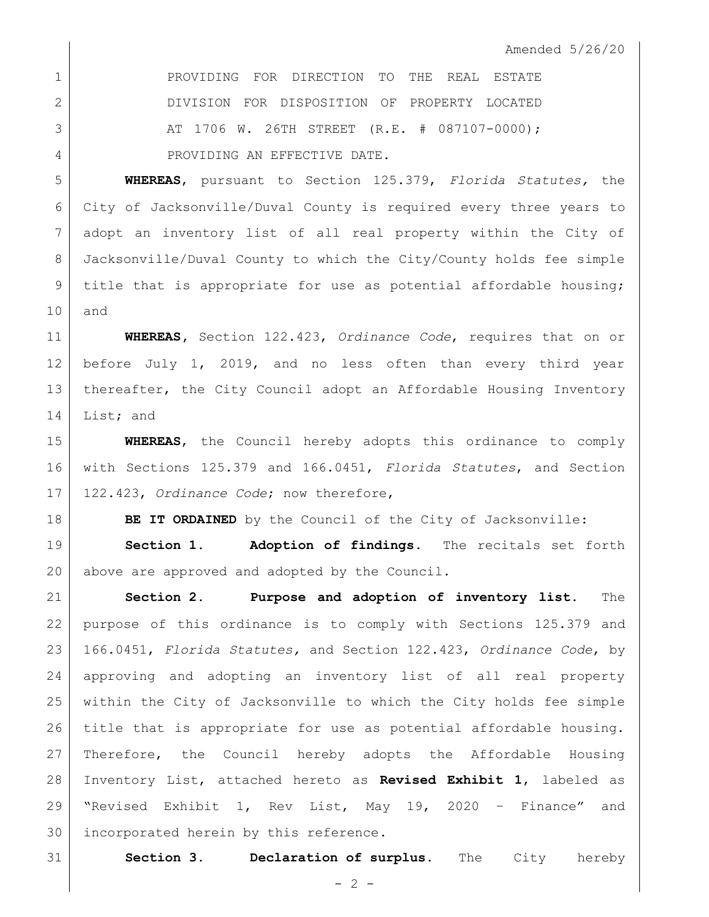Amended 5/26/20

PROVIDING FOR DIRECTION TO THE REAL ESTATE DIVISION FOR DISPOSITION OF PROPERTY LOCATED AT 1706 W. 26TH STREET (R.E. # 087107-0000); PROVIDING AN EFFECTIVE DATE.

**WHEREAS**, pursuant to Section 125.379, *Florida Statutes,* the City of Jacksonville/Duval County is required every three years to adopt an inventory list of all real property within the City of Jacksonville/Duval County to which the City/County holds fee simple title that is appropriate for use as potential affordable housing; and

**WHEREAS**, Section 122.423, *Ordinance Code*, requires that on or before July 1, 2019, and no less often than every third year thereafter, the City Council adopt an Affordable Housing Inventory List; and

**WHEREAS**, the Council hereby adopts this ordinance to comply with Sections 125.379 and 166.0451, *Florida Statutes*, and Section 122.423, *Ordinance Code*; now therefore,

**BE IT ORDAINED** by the Council of the City of Jacksonville:

**Section 1. Adoption of findings.** The recitals set forth above are approved and adopted by the Council.

**Section 2. Purpose and adoption of inventory list.** The purpose of this ordinance is to comply with Sections 125.379 and 166.0451, *Florida Statutes,* and Section 122.423, *Ordinance Code*, by approving and adopting an inventory list of all real property within the City of Jacksonville to which the City holds fee simple title that is appropriate for use as potential affordable housing. Therefore, the Council hereby adopts the Affordable Housing Inventory List, attached hereto as **Revised Exhibit 1**, labeled as "Revised Exhibit 1, Rev List, May 19, 2020 – Finance" and incorporated herein by this reference.

**Section 3. Declaration of surplus.** The City hereby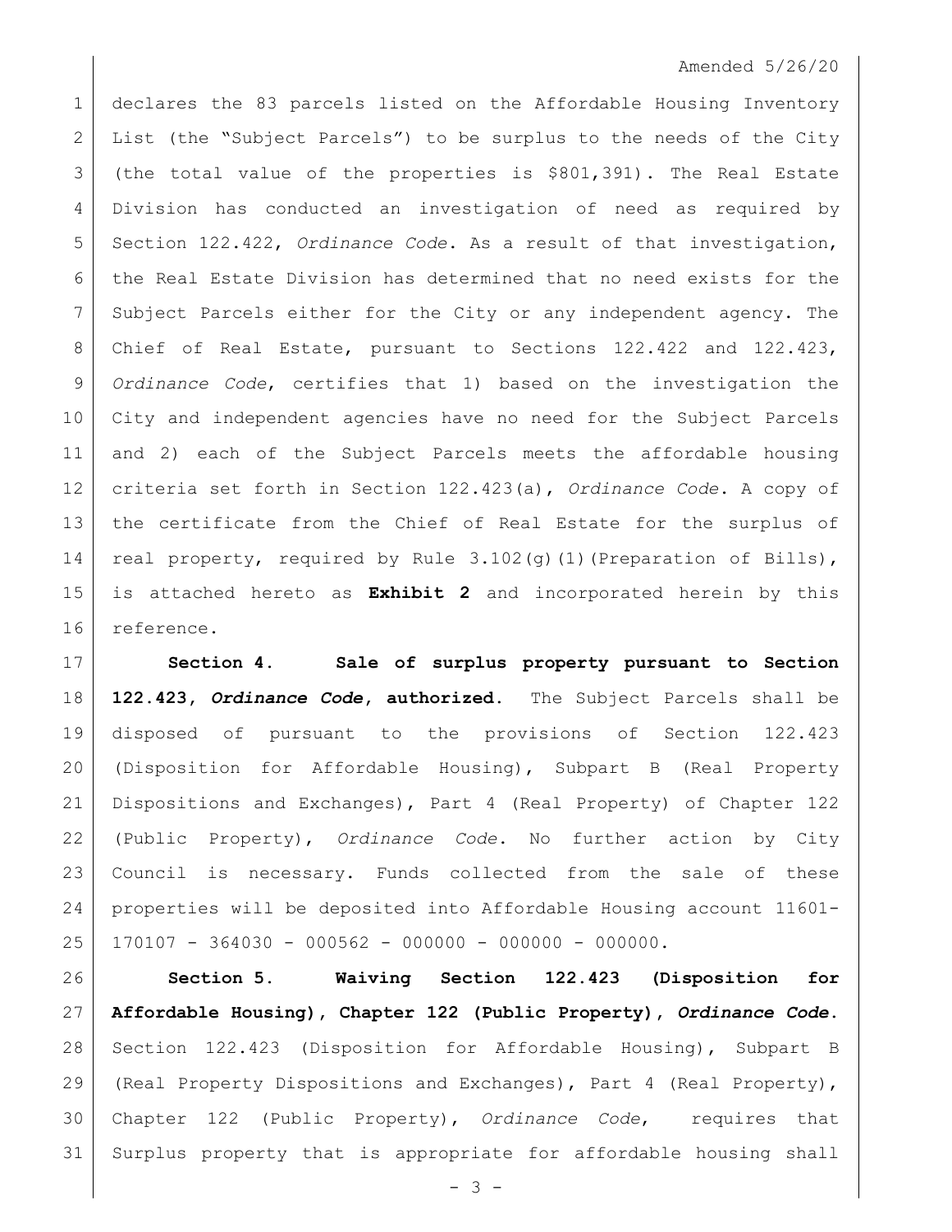declares the 83 parcels listed on the Affordable Housing Inventory List (the "Subject Parcels") to be surplus to the needs of the City (the total value of the properties is $801,391). The Real Estate Division has conducted an investigation of need as required by Section 122.422, *Ordinance Code*. As a result of that investigation, the Real Estate Division has determined that no need exists for the Subject Parcels either for the City or any independent agency. The Chief of Real Estate, pursuant to Sections 122.422 and 122.423, *Ordinance Code*, certifies that 1) based on the investigation the City and independent agencies have no need for the Subject Parcels and 2) each of the Subject Parcels meets the affordable housing criteria set forth in Section 122.423(a), *Ordinance Code*. A copy of the certificate from the Chief of Real Estate for the surplus of real property, required by Rule 3.102(g)(1)(Preparation of Bills), is attached hereto as **Exhibit 2** and incorporated herein by this reference.

**Section 4. Sale of surplus property pursuant to Section 122.423, *Ordinance Code*, authorized.** The Subject Parcels shall be disposed of pursuant to the provisions of Section 122.423 (Disposition for Affordable Housing), Subpart B (Real Property Dispositions and Exchanges), Part 4 (Real Property) of Chapter 122 (Public Property), *Ordinance Code*. No further action by City Council is necessary. Funds collected from the sale of these properties will be deposited into Affordable Housing account 11601-170107 - 364030 - 000562 - 000000 - 000000 - 000000.

**Section 5. Waiving Section 122.423 (Disposition for Affordable Housing), Chapter 122 (Public Property), *Ordinance Code*.** Section 122.423 (Disposition for Affordable Housing), Subpart B (Real Property Dispositions and Exchanges), Part 4 (Real Property), Chapter 122 (Public Property), *Ordinance Code*, requires that Surplus property that is appropriate for affordable housing shall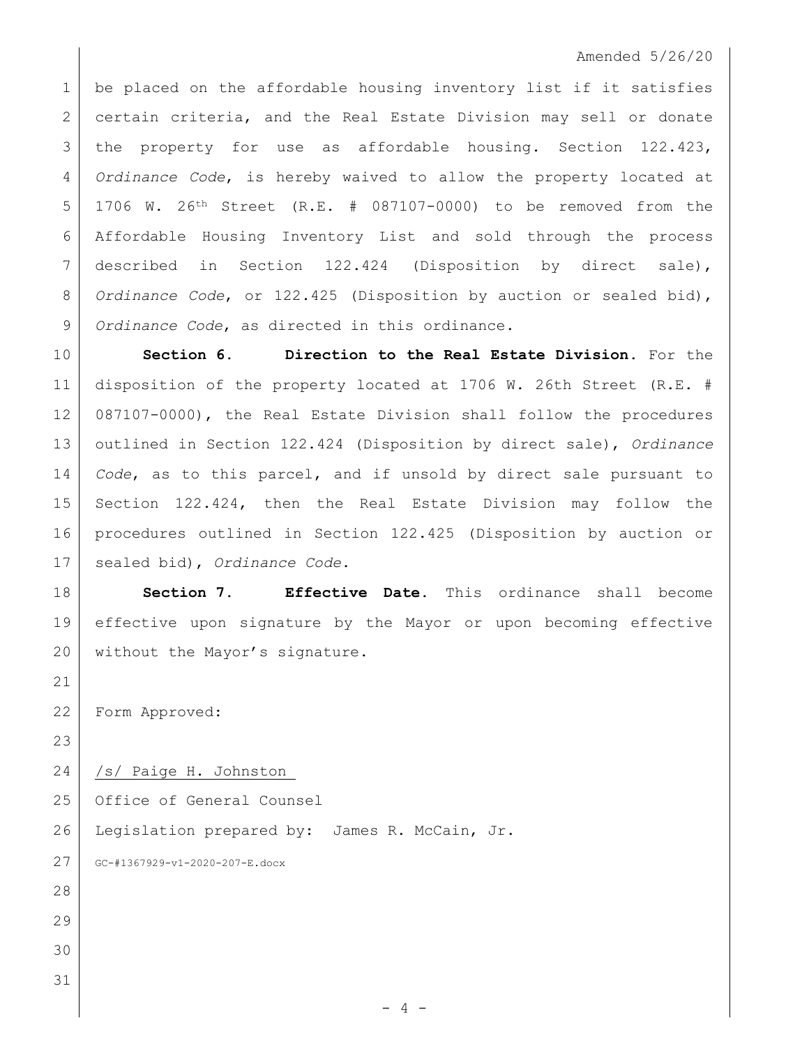be placed on the affordable housing inventory list if it satisfies certain criteria, and the Real Estate Division may sell or donate the property for use as affordable housing. Section 122.423, *Ordinance Code*, is hereby waived to allow the property located at 1706 W. 26th Street (R.E. # 087107-0000) to be removed from the Affordable Housing Inventory List and sold through the process described in Section 122.424 (Disposition by direct sale), *Ordinance Code*, or 122.425 (Disposition by auction or sealed bid), *Ordinance Code*, as directed in this ordinance.

**Section 6. Direction to the Real Estate Division.** For the disposition of the property located at 1706 W. 26th Street (R.E. # 087107-0000), the Real Estate Division shall follow the procedures outlined in Section 122.424 (Disposition by direct sale), *Ordinance Code*, as to this parcel, and if unsold by direct sale pursuant to Section 122.424, then the Real Estate Division may follow the procedures outlined in Section 122.425 (Disposition by auction or sealed bid), *Ordinance Code*.

**Section 7. Effective Date.** This ordinance shall become effective upon signature by the Mayor or upon becoming effective without the Mayor's signature.

Form Approved:

/s/ Paige H. Johnston

Office of General Counsel

Legislation prepared by: James R. McCain, Jr.

GC-#1367929-v1-2020-207-E.docx